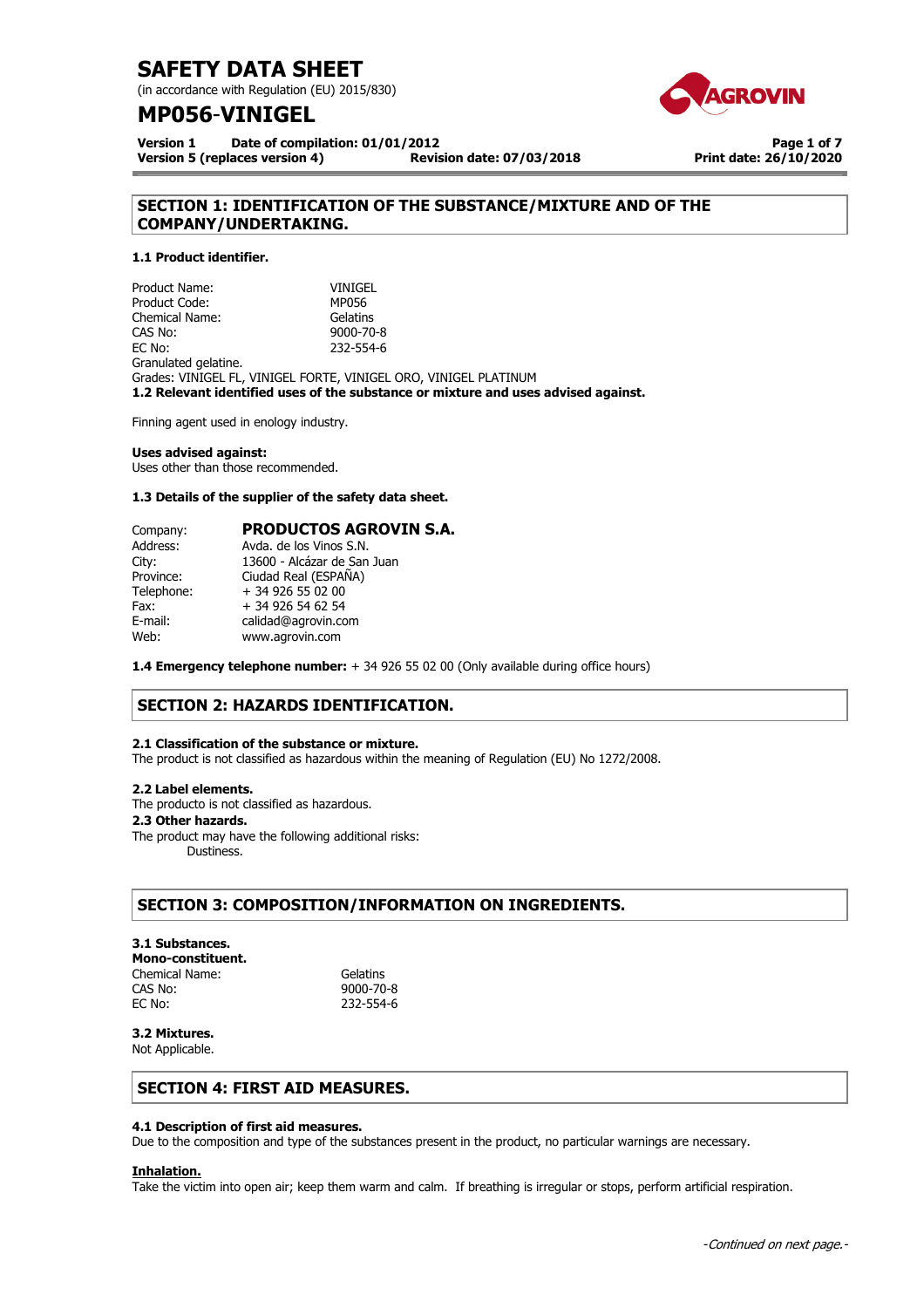# SAFETY DATA SHEET

(in accordance with Regulation (EU) 2015/830)

# MP056-VINIGEL

**Version 1** **Date of compilation: 01/01/2012**
**Version 5 (replaces version 4)** **Revision date: 07/03/2018** **Print date: 26/10/2020**

## SECTION 1: IDENTIFICATION OF THE SUBSTANCE/MIXTURE AND OF THE COMPANY/UNDERTAKING.

### 1.1 Product identifier.

| | |
|---|---|
| Product Name: | VINIGEL |
| Product Code: | MP056 |
| Chemical Name: | Gelatins |
| CAS No: | 9000-70-8 |
| EC No: | 232-554-6 |

Granulated gelatine.
Grades: VINIGEL FL, VINIGEL FORTE, VINIGEL ORO, VINIGEL PLATINUM

### 1.2 Relevant identified uses of the substance or mixture and uses advised against.

Finning agent used in enology industry.

**Uses advised against:**
Uses other than those recommended.

### 1.3 Details of the supplier of the safety data sheet.

| | |
|---|---|
| Company: | **PRODUCTOS AGROVIN S.A.** |
| Address: | Avda. de los Vinos S.N. |
| City: | 13600 - Alcázar de San Juan |
| Province: | Ciudad Real (ESPAÑA) |
| Telephone: | + 34 926 55 02 00 |
| Fax: | + 34 926 54 62 54 |
| E-mail: | calidad@agrovin.com |
| Web: | www.agrovin.com |

**1.4 Emergency telephone number:** + 34 926 55 02 00 (Only available during office hours)

## SECTION 2: HAZARDS IDENTIFICATION.

### 2.1 Classification of the substance or mixture.

The product is not classified as hazardous within the meaning of Regulation (EU) No 1272/2008.

### 2.2 Label elements.

The producto is not classified as hazardous.

### 2.3 Other hazards.

The product may have the following additional risks:
Dustiness.

## SECTION 3: COMPOSITION/INFORMATION ON INGREDIENTS.

### 3.1 Substances.

**Mono-constituent.**

| | |
|---|---|
| Chemical Name: | Gelatins |
| CAS No: | 9000-70-8 |
| EC No: | 232-554-6 |

### 3.2 Mixtures.

Not Applicable.

## SECTION 4: FIRST AID MEASURES.

### 4.1 Description of first aid measures.

Due to the composition and type of the substances present in the product, no particular warnings are necessary.

**Inhalation.**

Take the victim into open air; keep them warm and calm. If breathing is irregular or stops, perform artificial respiration.

*-Continued on next page.-*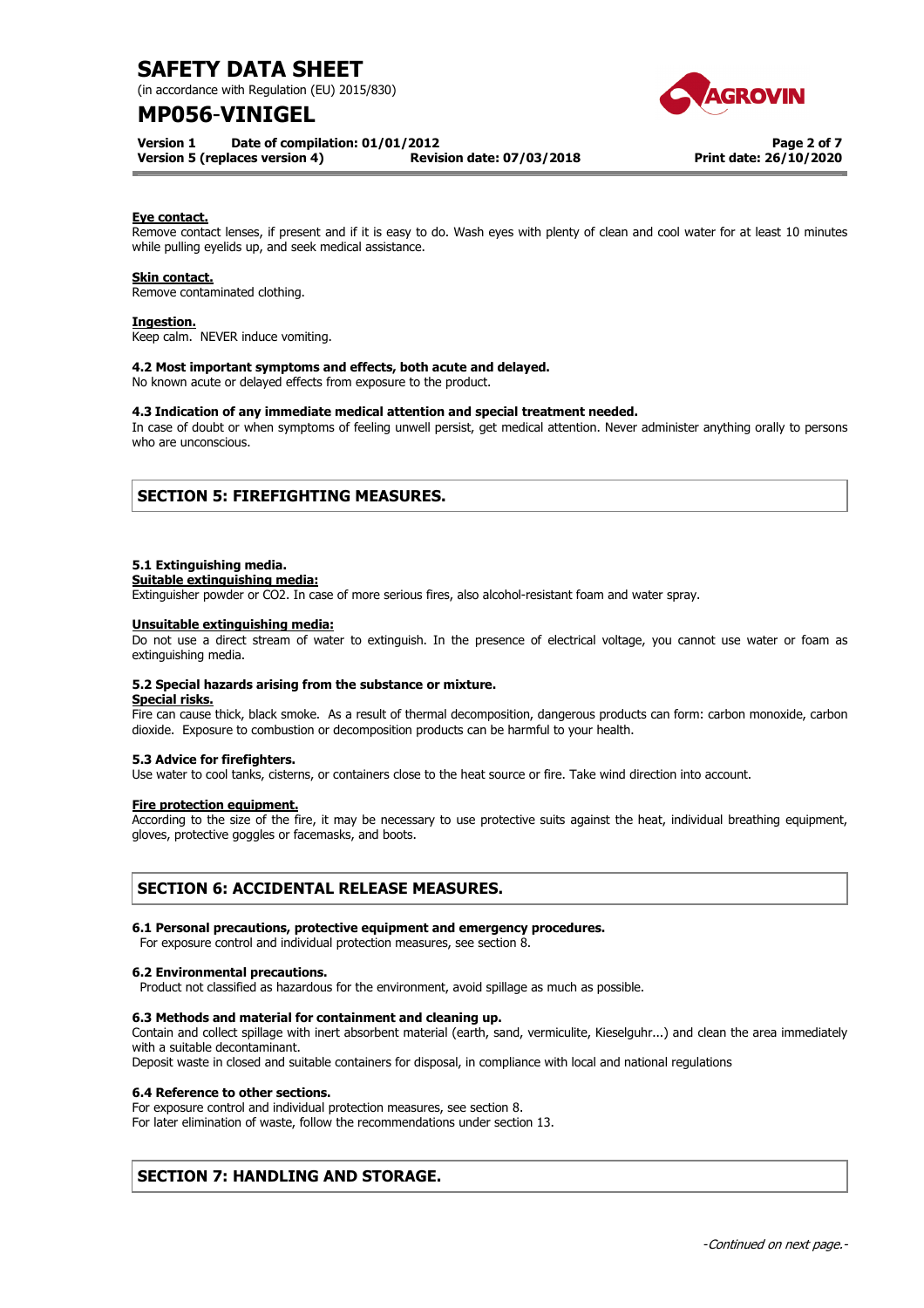**Eye contact.**
Remove contact lenses, if present and if it is easy to do. Wash eyes with plenty of clean and cool water for at least 10 minutes while pulling eyelids up, and seek medical assistance.

**Skin contact.**
Remove contaminated clothing.

**Ingestion.**
Keep calm. NEVER induce vomiting.

**4.2 Most important symptoms and effects, both acute and delayed.**
No known acute or delayed effects from exposure to the product.

**4.3 Indication of any immediate medical attention and special treatment needed.**
In case of doubt or when symptoms of feeling unwell persist, get medical attention. Never administer anything orally to persons who are unconscious.

## SECTION 5: FIREFIGHTING MEASURES.

**5.1 Extinguishing media.**

**Suitable extinguishing media:**
Extinguisher powder or CO2. In case of more serious fires, also alcohol-resistant foam and water spray.

**Unsuitable extinguishing media:**
Do not use a direct stream of water to extinguish. In the presence of electrical voltage, you cannot use water or foam as extinguishing media.

**5.2 Special hazards arising from the substance or mixture.**

**Special risks.**
Fire can cause thick, black smoke. As a result of thermal decomposition, dangerous products can form: carbon monoxide, carbon dioxide. Exposure to combustion or decomposition products can be harmful to your health.

**5.3 Advice for firefighters.**
Use water to cool tanks, cisterns, or containers close to the heat source or fire. Take wind direction into account.

**Fire protection equipment.**
According to the size of the fire, it may be necessary to use protective suits against the heat, individual breathing equipment, gloves, protective goggles or facemasks, and boots.

## SECTION 6: ACCIDENTAL RELEASE MEASURES.

**6.1 Personal precautions, protective equipment and emergency procedures.**
For exposure control and individual protection measures, see section 8.

**6.2 Environmental precautions.**
Product not classified as hazardous for the environment, avoid spillage as much as possible.

**6.3 Methods and material for containment and cleaning up.**
Contain and collect spillage with inert absorbent material (earth, sand, vermiculite, Kieselguhr...) and clean the area immediately with a suitable decontaminant.
Deposit waste in closed and suitable containers for disposal, in compliance with local and national regulations

**6.4 Reference to other sections.**
For exposure control and individual protection measures, see section 8.
For later elimination of waste, follow the recommendations under section 13.

## SECTION 7: HANDLING AND STORAGE.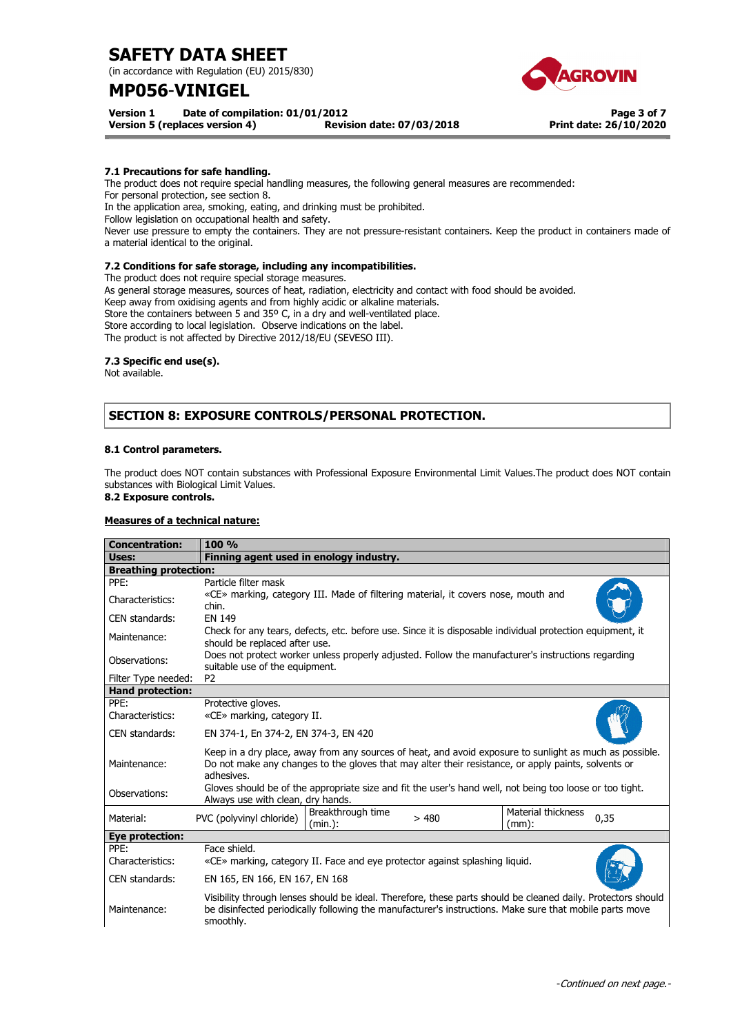### 7.1 Precautions for safe handling.

The product does not require special handling measures, the following general measures are recommended:
For personal protection, see section 8.
In the application area, smoking, eating, and drinking must be prohibited.
Follow legislation on occupational health and safety.
Never use pressure to empty the containers. They are not pressure-resistant containers. Keep the product in containers made of a material identical to the original.

### 7.2 Conditions for safe storage, including any incompatibilities.

The product does not require special storage measures.
As general storage measures, sources of heat, radiation, electricity and contact with food should be avoided.
Keep away from oxidising agents and from highly acidic or alkaline materials.
Store the containers between 5 and 35º C, in a dry and well-ventilated place.
Store according to local legislation. Observe indications on the label.
The product is not affected by Directive 2012/18/EU (SEVESO III).

### 7.3 Specific end use(s).

Not available.

## SECTION 8: EXPOSURE CONTROLS/PERSONAL PROTECTION.

### 8.1 Control parameters.

The product does NOT contain substances with Professional Exposure Environmental Limit Values.The product does NOT contain substances with Biological Limit Values.

### 8.2 Exposure controls.

**Measures of a technical nature:**

| **Concentration:** | **100 %** | | | |
|---|---|---|---|---|
| **Uses:** | **Finning agent used in enology industry.** | | | |
| **Breathing protection:** | | | | |
| PPE: | Particle filter mask | | | |
| Characteristics: | «CE» marking, category III. Made of filtering material, it covers nose, mouth and chin. | | | |
| CEN standards: | EN 149 | | | |
| Maintenance: | Check for any tears, defects, etc. before use. Since it is disposable individual protection equipment, it should be replaced after use. | | | |
| Observations: | Does not protect worker unless properly adjusted. Follow the manufacturer's instructions regarding suitable use of the equipment. | | | |
| Filter Type needed: | P2 | | | |
| **Hand protection:** | | | | |
| PPE: | Protective gloves. | | | |
| Characteristics: | «CE» marking, category II. | | | |
| CEN standards: | EN 374-1, En 374-2, EN 374-3, EN 420 | | | |
| Maintenance: | Keep in a dry place, away from any sources of heat, and avoid exposure to sunlight as much as possible. Do not make any changes to the gloves that may alter their resistance, or apply paints, solvents or adhesives. | | | |
| Observations: | Gloves should be of the appropriate size and fit the user's hand well, not being too loose or too tight. Always use with clean, dry hands. | | | |
| Material: | PVC (polyvinyl chloride) | Breakthrough time (min.): > 480 | Material thickness (mm): | 0,35 |
| **Eye protection:** | | | | |
| PPE: | Face shield. | | | |
| Characteristics: | «CE» marking, category II. Face and eye protector against splashing liquid. | | | |
| CEN standards: | EN 165, EN 166, EN 167, EN 168 | | | |
| Maintenance: | Visibility through lenses should be ideal. Therefore, these parts should be cleaned daily. Protectors should be disinfected periodically following the manufacturer's instructions. Make sure that mobile parts move smoothly. | | | |

*-Continued on next page.-*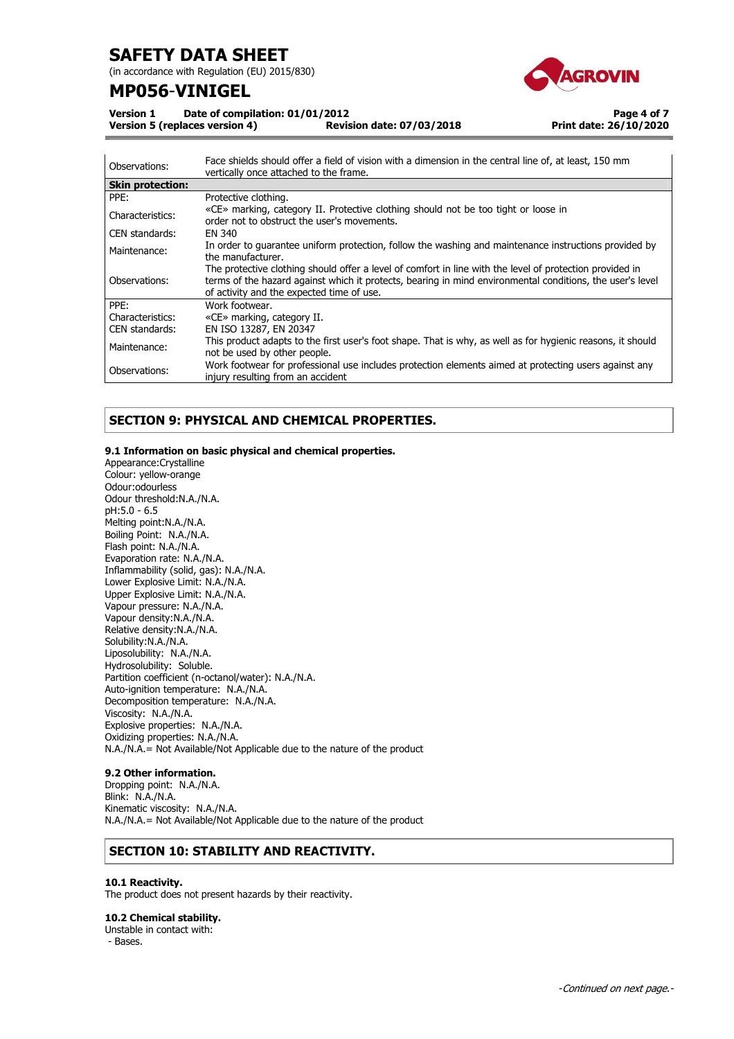| | |
|---|---|
| Observations: | Face shields should offer a field of vision with a dimension in the central line of, at least, 150 mm vertically once attached to the frame. |
| **Skin protection:** | |
| PPE: | Protective clothing. |
| Characteristics: | «CE» marking, category II. Protective clothing should not be too tight or loose in order not to obstruct the user's movements. |
| CEN standards: | EN 340 |
| Maintenance: | In order to guarantee uniform protection, follow the washing and maintenance instructions provided by the manufacturer. |
| Observations: | The protective clothing should offer a level of comfort in line with the level of protection provided in terms of the hazard against which it protects, bearing in mind environmental conditions, the user's level of activity and the expected time of use. |
| PPE: | Work footwear. |
| Characteristics: | «CE» marking, category II. |
| CEN standards: | EN ISO 13287, EN 20347 |
| Maintenance: | This product adapts to the first user's foot shape. That is why, as well as for hygienic reasons, it should not be used by other people. |
| Observations: | Work footwear for professional use includes protection elements aimed at protecting users against any injury resulting from an accident |

## SECTION 9: PHYSICAL AND CHEMICAL PROPERTIES.

### 9.1 Information on basic physical and chemical properties.

Appearance:Crystalline
Colour: yellow-orange
Odour:odourless
Odour threshold:N.A./N.A.
pH:5.0 - 6.5
Melting point:N.A./N.A.
Boiling Point: N.A./N.A.
Flash point: N.A./N.A.
Evaporation rate: N.A./N.A.
Inflammability (solid, gas): N.A./N.A.
Lower Explosive Limit: N.A./N.A.
Upper Explosive Limit: N.A./N.A.
Vapour pressure: N.A./N.A.
Vapour density:N.A./N.A.
Relative density:N.A./N.A.
Solubility:N.A./N.A.
Liposolubility: N.A./N.A.
Hydrosolubility: Soluble.
Partition coefficient (n-octanol/water): N.A./N.A.
Auto-ignition temperature: N.A./N.A.
Decomposition temperature: N.A./N.A.
Viscosity: N.A./N.A.
Explosive properties: N.A./N.A.
Oxidizing properties: N.A./N.A.
N.A./N.A.= Not Available/Not Applicable due to the nature of the product

### 9.2 Other information.

Dropping point: N.A./N.A.
Blink: N.A./N.A.
Kinematic viscosity: N.A./N.A.
N.A./N.A.= Not Available/Not Applicable due to the nature of the product

## SECTION 10: STABILITY AND REACTIVITY.

### 10.1 Reactivity.

The product does not present hazards by their reactivity.

### 10.2 Chemical stability.

Unstable in contact with:
- Bases.

*-Continued on next page.-*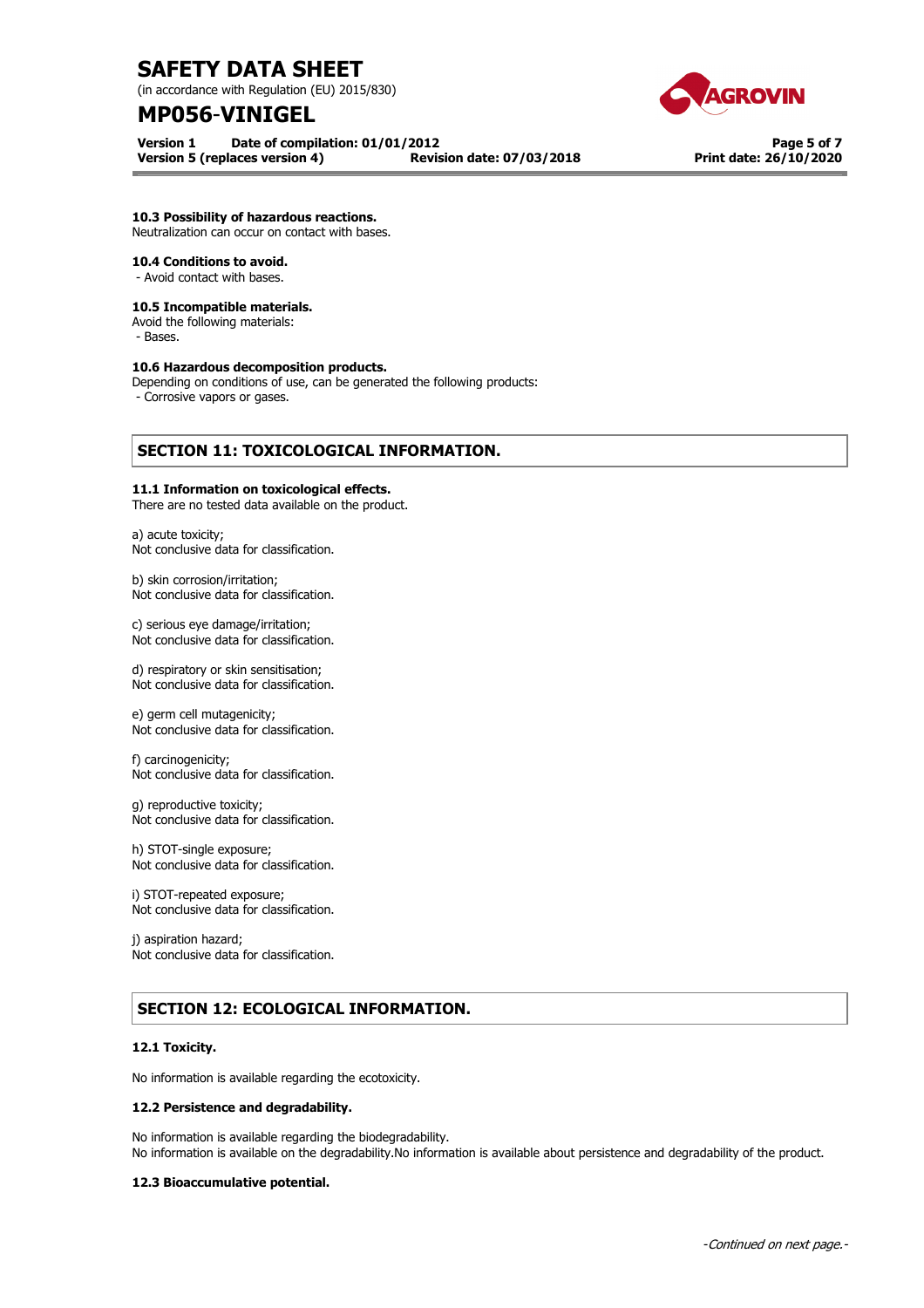**10.3 Possibility of hazardous reactions.**
Neutralization can occur on contact with bases.

**10.4 Conditions to avoid.**
- Avoid contact with bases.

**10.5 Incompatible materials.**
Avoid the following materials:
- Bases.

**10.6 Hazardous decomposition products.**
Depending on conditions of use, can be generated the following products:
- Corrosive vapors or gases.

## SECTION 11: TOXICOLOGICAL INFORMATION.

**11.1 Information on toxicological effects.**
There are no tested data available on the product.

a) acute toxicity;
Not conclusive data for classification.

b) skin corrosion/irritation;
Not conclusive data for classification.

c) serious eye damage/irritation;
Not conclusive data for classification.

d) respiratory or skin sensitisation;
Not conclusive data for classification.

e) germ cell mutagenicity;
Not conclusive data for classification.

f) carcinogenicity;
Not conclusive data for classification.

g) reproductive toxicity;
Not conclusive data for classification.

h) STOT-single exposure;
Not conclusive data for classification.

i) STOT-repeated exposure;
Not conclusive data for classification.

j) aspiration hazard;
Not conclusive data for classification.

## SECTION 12: ECOLOGICAL INFORMATION.

**12.1 Toxicity.**

No information is available regarding the ecotoxicity.

**12.2 Persistence and degradability.**

No information is available regarding the biodegradability.
No information is available on the degradability.No information is available about persistence and degradability of the product.

**12.3 Bioaccumulative potential.**

-Continued on next page.-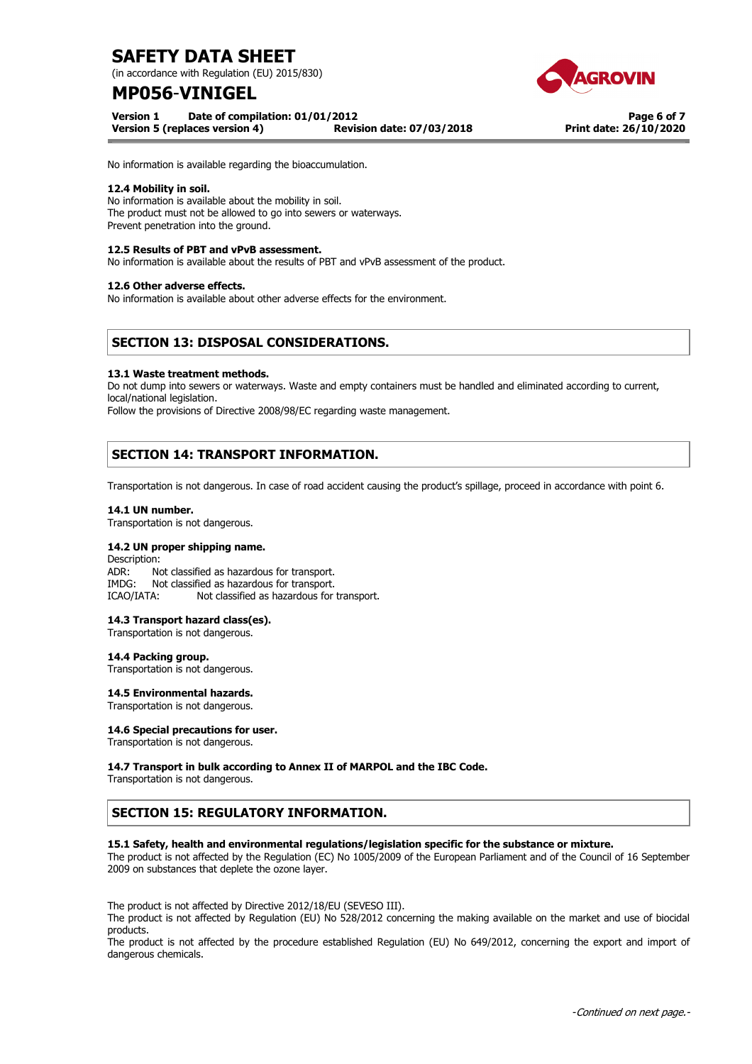No information is available regarding the bioaccumulation.

**12.4 Mobility in soil.**

No information is available about the mobility in soil.
The product must not be allowed to go into sewers or waterways.
Prevent penetration into the ground.

**12.5 Results of PBT and vPvB assessment.**

No information is available about the results of PBT and vPvB assessment of the product.

**12.6 Other adverse effects.**

No information is available about other adverse effects for the environment.

## SECTION 13: DISPOSAL CONSIDERATIONS.

**13.1 Waste treatment methods.**

Do not dump into sewers or waterways. Waste and empty containers must be handled and eliminated according to current, local/national legislation.
Follow the provisions of Directive 2008/98/EC regarding waste management.

## SECTION 14: TRANSPORT INFORMATION.

Transportation is not dangerous. In case of road accident causing the product's spillage, proceed in accordance with point 6.

**14.1 UN number.**

Transportation is not dangerous.

**14.2 UN proper shipping name.**

Description:
ADR: Not classified as hazardous for transport.
IMDG: Not classified as hazardous for transport.
ICAO/IATA: Not classified as hazardous for transport.

**14.3 Transport hazard class(es).**

Transportation is not dangerous.

**14.4 Packing group.**

Transportation is not dangerous.

**14.5 Environmental hazards.**

Transportation is not dangerous.

**14.6 Special precautions for user.**

Transportation is not dangerous.

**14.7 Transport in bulk according to Annex II of MARPOL and the IBC Code.**

Transportation is not dangerous.

## SECTION 15: REGULATORY INFORMATION.

**15.1 Safety, health and environmental regulations/legislation specific for the substance or mixture.**

The product is not affected by the Regulation (EC) No 1005/2009 of the European Parliament and of the Council of 16 September 2009 on substances that deplete the ozone layer.

The product is not affected by Directive 2012/18/EU (SEVESO III).
The product is not affected by Regulation (EU) No 528/2012 concerning the making available on the market and use of biocidal products.
The product is not affected by the procedure established Regulation (EU) No 649/2012, concerning the export and import of dangerous chemicals.

*-Continued on next page.-*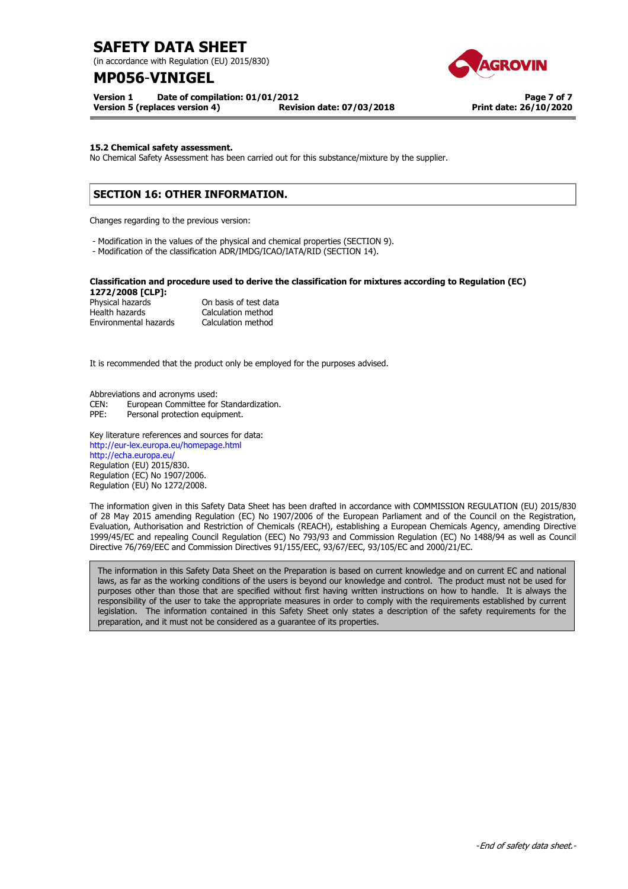### 15.2 Chemical safety assessment.

No Chemical Safety Assessment has been carried out for this substance/mixture by the supplier.

## SECTION 16: OTHER INFORMATION.

Changes regarding to the previous version:

- Modification in the values of the physical and chemical properties (SECTION 9).
- Modification of the classification ADR/IMDG/ICAO/IATA/RID (SECTION 14).

**Classification and procedure used to derive the classification for mixtures according to Regulation (EC) 1272/2008 [CLP]:**

| | |
|---|---|
| Physical hazards | On basis of test data |
| Health hazards | Calculation method |
| Environmental hazards | Calculation method |

It is recommended that the product only be employed for the purposes advised.

Abbreviations and acronyms used:

CEN: European Committee for Standardization.
PPE: Personal protection equipment.

Key literature references and sources for data:

http://eur-lex.europa.eu/homepage.html
http://echa.europa.eu/
Regulation (EU) 2015/830.
Regulation (EC) No 1907/2006.
Regulation (EU) No 1272/2008.

The information given in this Safety Data Sheet has been drafted in accordance with COMMISSION REGULATION (EU) 2015/830 of 28 May 2015 amending Regulation (EC) No 1907/2006 of the European Parliament and of the Council on the Registration, Evaluation, Authorisation and Restriction of Chemicals (REACH), establishing a European Chemicals Agency, amending Directive 1999/45/EC and repealing Council Regulation (EEC) No 793/93 and Commission Regulation (EC) No 1488/94 as well as Council Directive 76/769/EEC and Commission Directives 91/155/EEC, 93/67/EEC, 93/105/EC and 2000/21/EC.

The information in this Safety Data Sheet on the Preparation is based on current knowledge and on current EC and national laws, as far as the working conditions of the users is beyond our knowledge and control. The product must not be used for purposes other than those that are specified without first having written instructions on how to handle. It is always the responsibility of the user to take the appropriate measures in order to comply with the requirements established by current legislation. The information contained in this Safety Sheet only states a description of the safety requirements for the preparation, and it must not be considered as a guarantee of its properties.

*-End of safety data sheet.-*